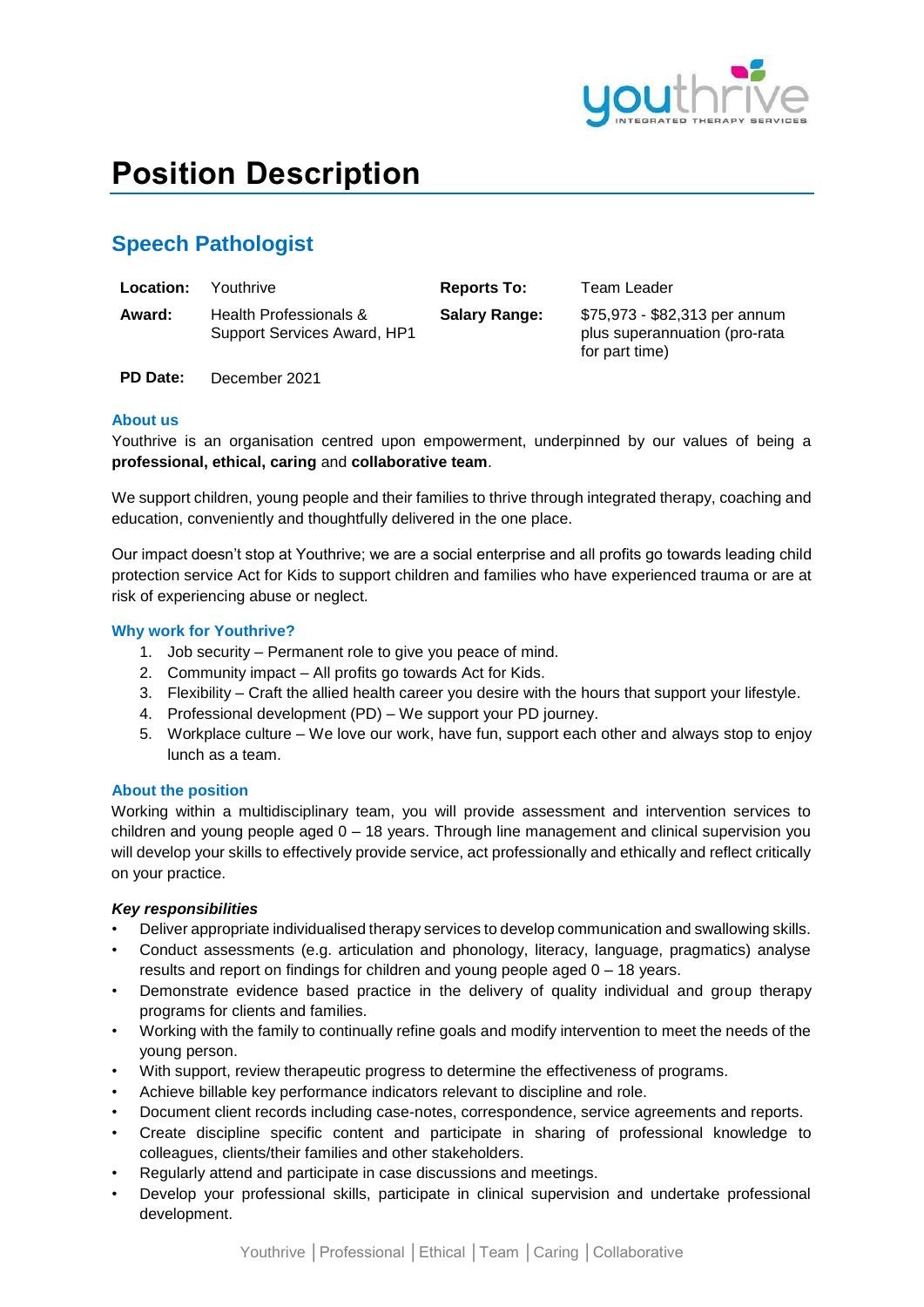# Position Description

## Speech Pathologist

| | | | |
|---|---|---|---|
| **Location:** | Youthrive | **Reports To:** | Team Leader |
| **Award:** | Health Professionals & Support Services Award, HP1 | **Salary Range:** | $75,973 - $82,313 per annum plus superannuation (pro-rata for part time) |
| **PD Date:** | December 2021 | | |

### About us

Youthrive is an organisation centred upon empowerment, underpinned by our values of being a **professional, ethical, caring** and **collaborative team**.

We support children, young people and their families to thrive through integrated therapy, coaching and education, conveniently and thoughtfully delivered in the one place.

Our impact doesn't stop at Youthrive; we are a social enterprise and all profits go towards leading child protection service Act for Kids to support children and families who have experienced trauma or are at risk of experiencing abuse or neglect.

### Why work for Youthrive?

1. Job security – Permanent role to give you peace of mind.
2. Community impact – All profits go towards Act for Kids.
3. Flexibility – Craft the allied health career you desire with the hours that support your lifestyle.
4. Professional development (PD) – We support your PD journey.
5. Workplace culture – We love our work, have fun, support each other and always stop to enjoy lunch as a team.

### About the position

Working within a multidisciplinary team, you will provide assessment and intervention services to children and young people aged 0 – 18 years. Through line management and clinical supervision you will develop your skills to effectively provide service, act professionally and ethically and reflect critically on your practice.

***Key responsibilities***

- Deliver appropriate individualised therapy services to develop communication and swallowing skills.
- Conduct assessments (e.g. articulation and phonology, literacy, language, pragmatics) analyse results and report on findings for children and young people aged 0 – 18 years.
- Demonstrate evidence based practice in the delivery of quality individual and group therapy programs for clients and families.
- Working with the family to continually refine goals and modify intervention to meet the needs of the young person.
- With support, review therapeutic progress to determine the effectiveness of programs.
- Achieve billable key performance indicators relevant to discipline and role.
- Document client records including case-notes, correspondence, service agreements and reports.
- Create discipline specific content and participate in sharing of professional knowledge to colleagues, clients/their families and other stakeholders.
- Regularly attend and participate in case discussions and meetings.
- Develop your professional skills, participate in clinical supervision and undertake professional development.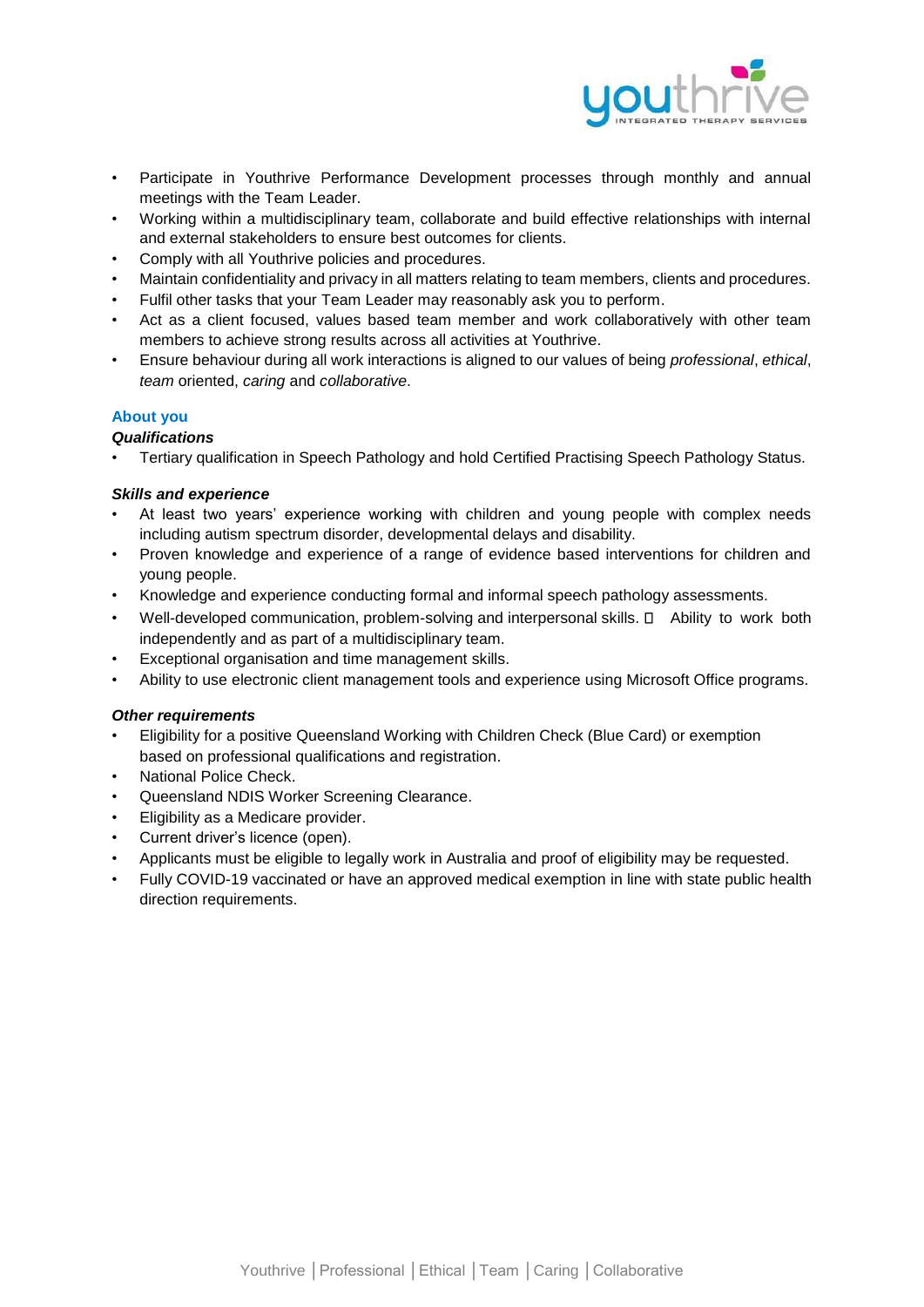- Participate in Youthrive Performance Development processes through monthly and annual meetings with the Team Leader.
- Working within a multidisciplinary team, collaborate and build effective relationships with internal and external stakeholders to ensure best outcomes for clients.
- Comply with all Youthrive policies and procedures.
- Maintain confidentiality and privacy in all matters relating to team members, clients and procedures.
- Fulfil other tasks that your Team Leader may reasonably ask you to perform.
- Act as a client focused, values based team member and work collaboratively with other team members to achieve strong results across all activities at Youthrive.
- Ensure behaviour during all work interactions is aligned to our values of being *professional*, *ethical*, *team* oriented, *caring* and *collaborative*.

## About you

### *Qualifications*

- Tertiary qualification in Speech Pathology and hold Certified Practising Speech Pathology Status.

### *Skills and experience*

- At least two years' experience working with children and young people with complex needs including autism spectrum disorder, developmental delays and disability.
- Proven knowledge and experience of a range of evidence based interventions for children and young people.
- Knowledge and experience conducting formal and informal speech pathology assessments.
- Well-developed communication, problem-solving and interpersonal skills.  Ability to work both independently and as part of a multidisciplinary team.
- Exceptional organisation and time management skills.
- Ability to use electronic client management tools and experience using Microsoft Office programs.

### *Other requirements*

- Eligibility for a positive Queensland Working with Children Check (Blue Card) or exemption based on professional qualifications and registration.
- National Police Check.
- Queensland NDIS Worker Screening Clearance.
- Eligibility as a Medicare provider.
- Current driver's licence (open).
- Applicants must be eligible to legally work in Australia and proof of eligibility may be requested.
- Fully COVID-19 vaccinated or have an approved medical exemption in line with state public health direction requirements.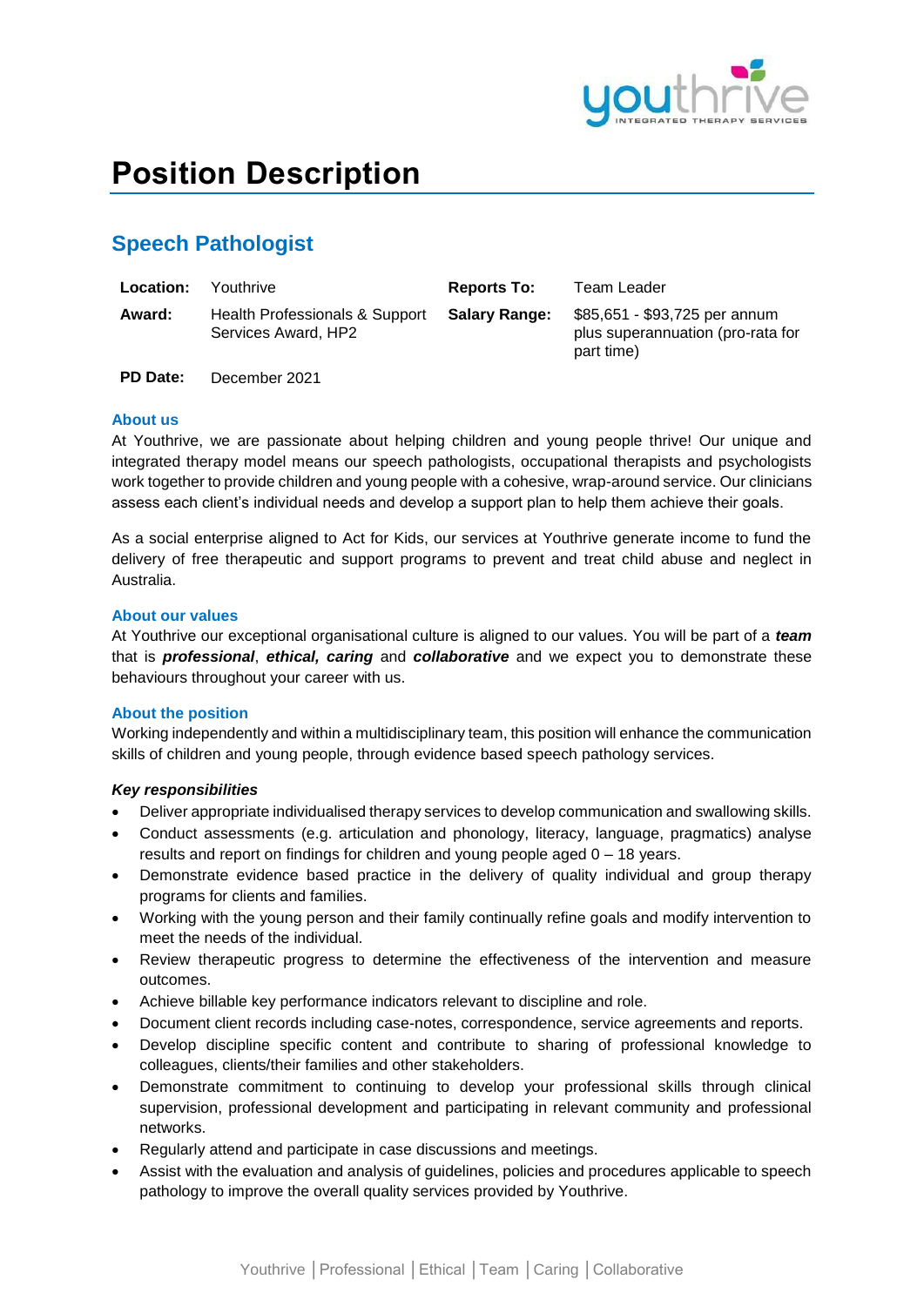# Position Description

## Speech Pathologist

| | | | |
|---|---|---|---|
| **Location:** | Youthrive | **Reports To:** | Team Leader |
| **Award:** | Health Professionals & Support Services Award, HP2 | **Salary Range:** | $85,651 - $93,725 per annum plus superannuation (pro-rata for part time) |
| **PD Date:** | December 2021 | | |

### About us

At Youthrive, we are passionate about helping children and young people thrive! Our unique and integrated therapy model means our speech pathologists, occupational therapists and psychologists work together to provide children and young people with a cohesive, wrap-around service. Our clinicians assess each client's individual needs and develop a support plan to help them achieve their goals.

As a social enterprise aligned to Act for Kids, our services at Youthrive generate income to fund the delivery of free therapeutic and support programs to prevent and treat child abuse and neglect in Australia.

### About our values

At Youthrive our exceptional organisational culture is aligned to our values. You will be part of a ***team*** that is ***professional***, ***ethical, caring*** and ***collaborative*** and we expect you to demonstrate these behaviours throughout your career with us.

### About the position

Working independently and within a multidisciplinary team, this position will enhance the communication skills of children and young people, through evidence based speech pathology services.

***Key responsibilities***

- Deliver appropriate individualised therapy services to develop communication and swallowing skills.
- Conduct assessments (e.g. articulation and phonology, literacy, language, pragmatics) analyse results and report on findings for children and young people aged 0 – 18 years.
- Demonstrate evidence based practice in the delivery of quality individual and group therapy programs for clients and families.
- Working with the young person and their family continually refine goals and modify intervention to meet the needs of the individual.
- Review therapeutic progress to determine the effectiveness of the intervention and measure outcomes.
- Achieve billable key performance indicators relevant to discipline and role.
- Document client records including case-notes, correspondence, service agreements and reports.
- Develop discipline specific content and contribute to sharing of professional knowledge to colleagues, clients/their families and other stakeholders.
- Demonstrate commitment to continuing to develop your professional skills through clinical supervision, professional development and participating in relevant community and professional networks.
- Regularly attend and participate in case discussions and meetings.
- Assist with the evaluation and analysis of guidelines, policies and procedures applicable to speech pathology to improve the overall quality services provided by Youthrive.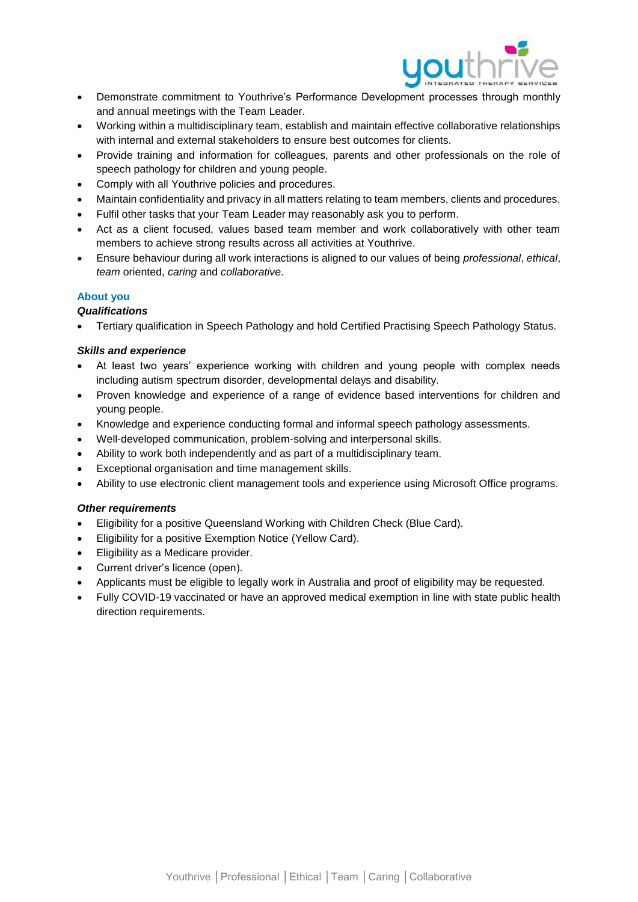- Demonstrate commitment to Youthrive's Performance Development processes through monthly and annual meetings with the Team Leader.
- Working within a multidisciplinary team, establish and maintain effective collaborative relationships with internal and external stakeholders to ensure best outcomes for clients.
- Provide training and information for colleagues, parents and other professionals on the role of speech pathology for children and young people.
- Comply with all Youthrive policies and procedures.
- Maintain confidentiality and privacy in all matters relating to team members, clients and procedures.
- Fulfil other tasks that your Team Leader may reasonably ask you to perform.
- Act as a client focused, values based team member and work collaboratively with other team members to achieve strong results across all activities at Youthrive.
- Ensure behaviour during all work interactions is aligned to our values of being *professional*, *ethical*, *team* oriented, *caring* and *collaborative*.

## About you

### *Qualifications*

- Tertiary qualification in Speech Pathology and hold Certified Practising Speech Pathology Status.

### *Skills and experience*

- At least two years' experience working with children and young people with complex needs including autism spectrum disorder, developmental delays and disability.
- Proven knowledge and experience of a range of evidence based interventions for children and young people.
- Knowledge and experience conducting formal and informal speech pathology assessments.
- Well-developed communication, problem-solving and interpersonal skills.
- Ability to work both independently and as part of a multidisciplinary team.
- Exceptional organisation and time management skills.
- Ability to use electronic client management tools and experience using Microsoft Office programs.

### *Other requirements*

- Eligibility for a positive Queensland Working with Children Check (Blue Card).
- Eligibility for a positive Exemption Notice (Yellow Card).
- Eligibility as a Medicare provider.
- Current driver's licence (open).
- Applicants must be eligible to legally work in Australia and proof of eligibility may be requested.
- Fully COVID-19 vaccinated or have an approved medical exemption in line with state public health direction requirements.